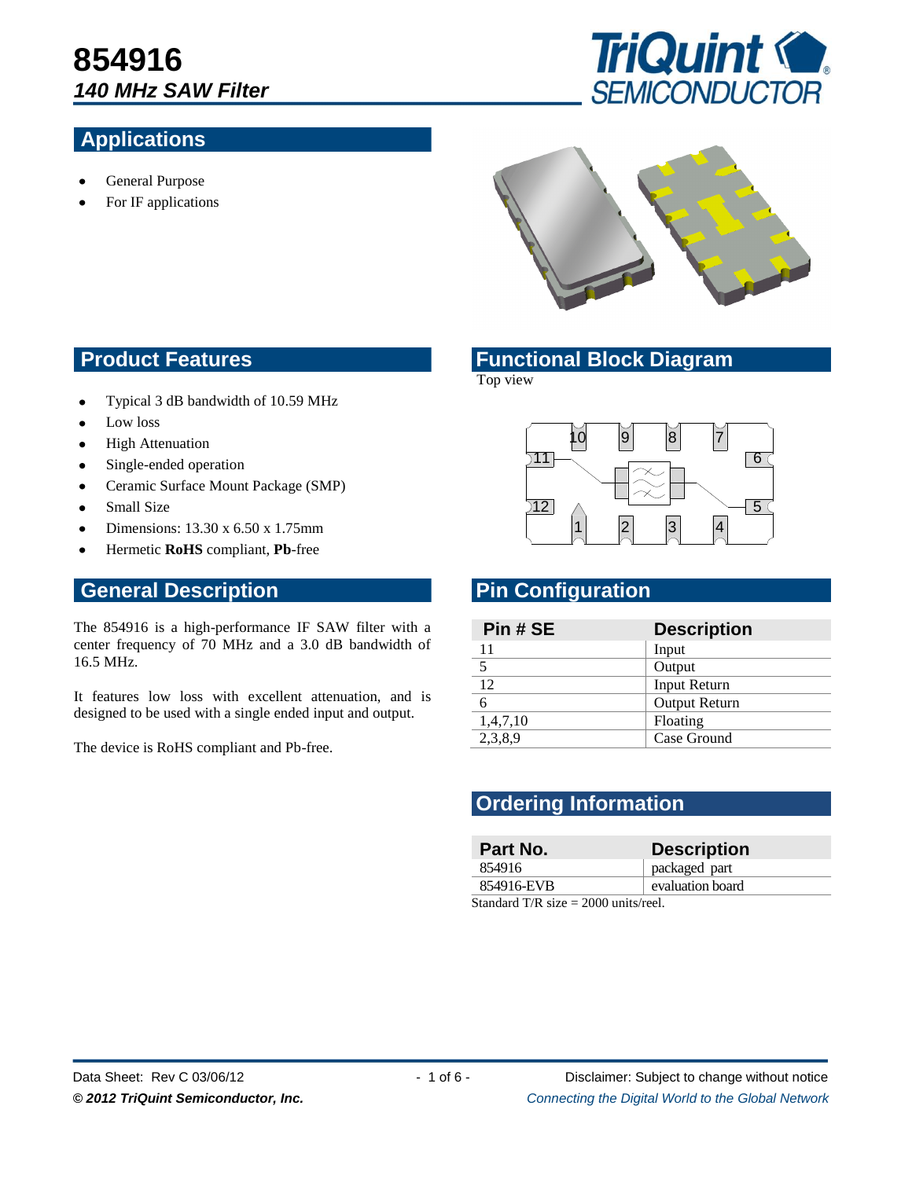# 854916

## *140 MHz SAW Filter*

## Applications

- General Purpose
- For IF applications

## Product Features

- Typical 3 dB bandwidth of 10.59 MHz
- Low loss
- High Attenuation
- Single-ended operation
- Ceramic Surface Mount Package (SMP)
- Small Size
- Dimensions: 13.30 x 6.50 x 1.75mm
- Hermetic **RoHS** compliant, **Pb**-free

## General Description

The 854916 is a high-performance IF SAW filter with a center frequency of 70 MHz and a 3.0 dB bandwidth of 16.5 MHz.

It features low loss with excellent attenuation, and is designed to be used with a single ended input and output.

The device is RoHS compliant and Pb-free.

## Functional Block Diagram

Top view

## Pin Configuration

| Pin # SE | Description |
|---|---|
| 11 | Input |
| 5 | Output |
| 12 | Input Return |
| 6 | Output Return |
| 1,4,7,10 | Floating |
| 2,3,8,9 | Case Ground |

## Ordering Information

| Part No. | Description |
|---|---|
| 854916 | packaged part |
| 854916-EVB | evaluation board |

Standard T/R size = 2000 units/reel.

Data Sheet: Rev C 03/06/12

Disclaimer: Subject to change without notice

*© 2012 TriQuint Semiconductor, Inc.*

*Connecting the Digital World to the Global Network*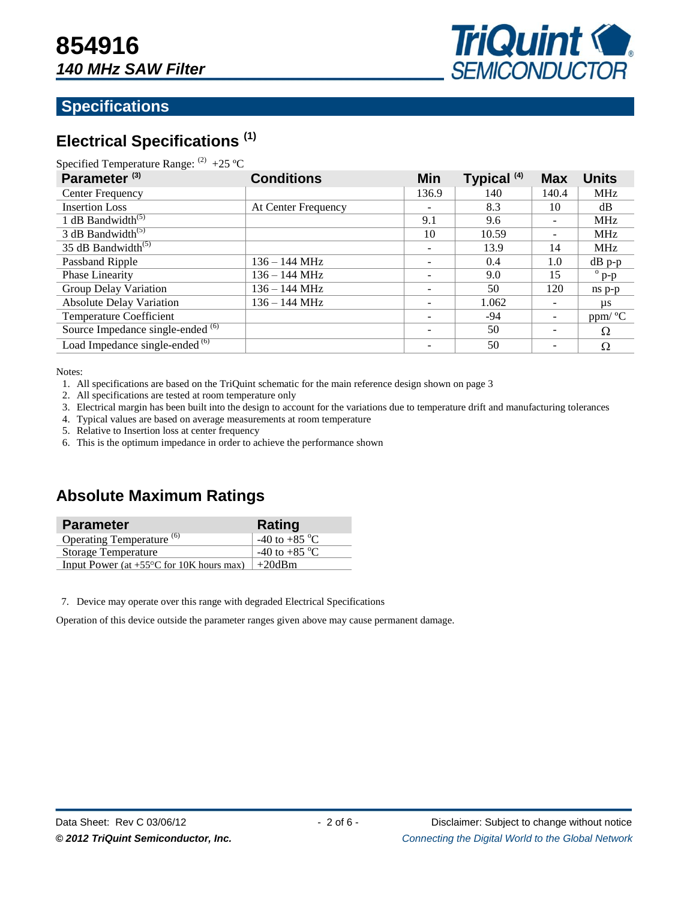# 854916

## *140 MHz SAW Filter*

## Specifications

### Electrical Specifications [1]

Specified Temperature Range: [2] +25 ºC

| Parameter [3] | Conditions | Min | Typical [4] | Max | Units |
|---|---|---|---|---|---|
| Center Frequency | | 136.9 | 140 | 140.4 | MHz |
| Insertion Loss | At Center Frequency | - | 8.3 | 10 | dB |
| 1 dB Bandwidth[5] | | 9.1 | 9.6 | - | MHz |
| 3 dB Bandwidth[5] | | 10 | 10.59 | - | MHz |
| 35 dB Bandwidth[5] | | - | 13.9 | 14 | MHz |
| Passband Ripple | 136 – 144 MHz | - | 0.4 | 1.0 | dB p-p |
| Phase Linearity | 136 – 144 MHz | - | 9.0 | 15 | º p-p |
| Group Delay Variation | 136 – 144 MHz | - | 50 | 120 | ns p-p |
| Absolute Delay Variation | 136 – 144 MHz | - | 1.062 | - | µs |
| Temperature Coefficient | | - | -94 | - | ppm/ ºC |
| Source Impedance single-ended [6] | | - | 50 | - | Ω |
| Load Impedance single-ended [6] | | - | 50 | - | Ω |

Notes:

1. All specifications are based on the TriQuint schematic for the main reference design shown on page 3
2. All specifications are tested at room temperature only
3. Electrical margin has been built into the design to account for the variations due to temperature drift and manufacturing tolerances
4. Typical values are based on average measurements at room temperature
5. Relative to Insertion loss at center frequency
6. This is the optimum impedance in order to achieve the performance shown

### Absolute Maximum Ratings

| Parameter | Rating |
|---|---|
| Operating Temperature [6] | -40 to +85 ºC |
| Storage Temperature | -40 to +85 ºC |
| Input Power (at +55°C for 10K hours max) | +20dBm |

7. Device may operate over this range with degraded Electrical Specifications

Operation of this device outside the parameter ranges given above may cause permanent damage.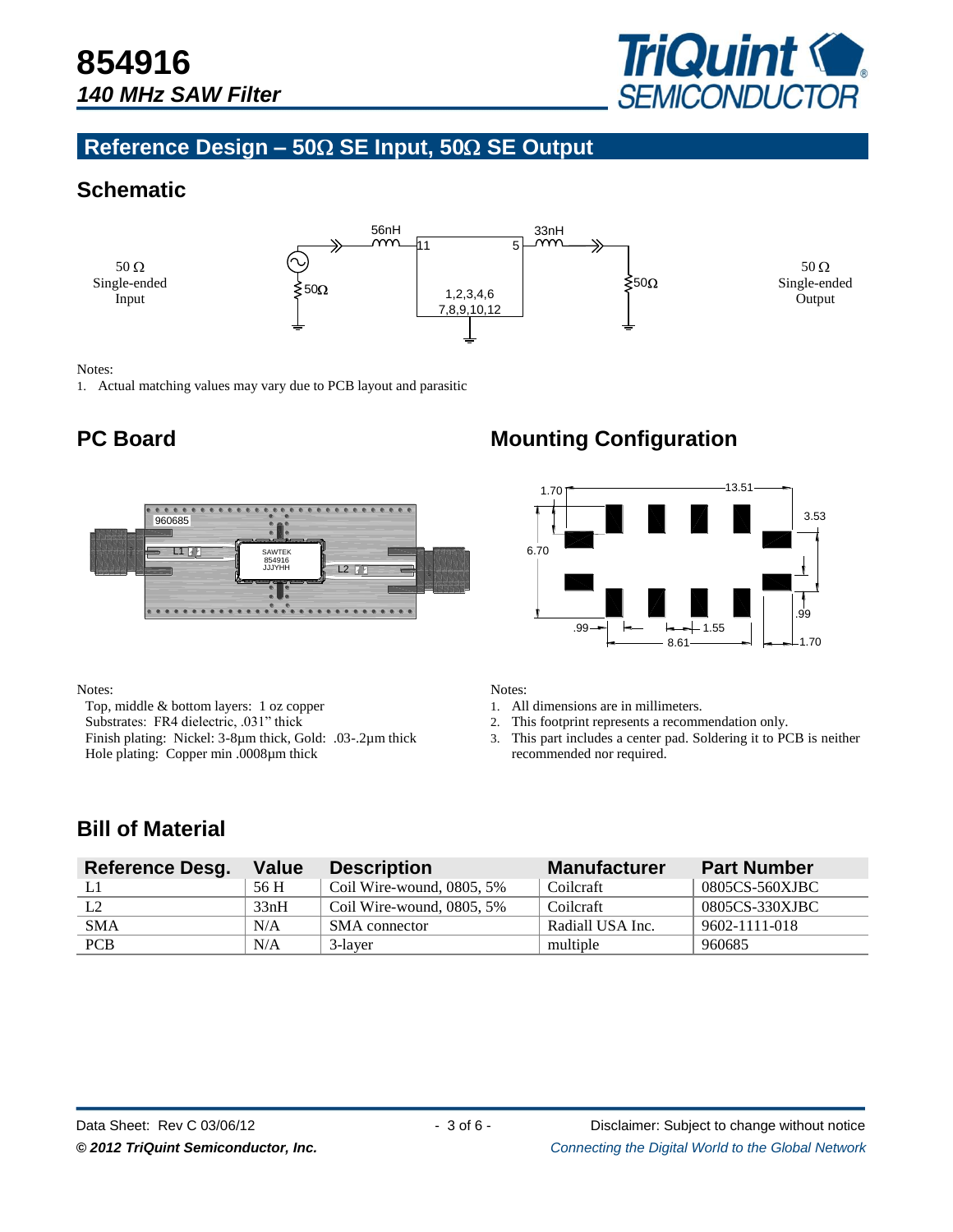# 854916

## *140 MHz SAW Filter*

## Reference Design – 50Ω SE Input, 50Ω SE Output

### Schematic

50 Ω Single-ended Input

50 Ω Single-ended Output

Notes:

1. Actual matching values may vary due to PCB layout and parasitic

### PC Board

Notes:

Top, middle & bottom layers: 1 oz copper
Substrates: FR4 dielectric, .031" thick
Finish plating: Nickel: 3-8µm thick, Gold: .03-.2µm thick
Hole plating: Copper min .0008µm thick

### Mounting Configuration

Notes:

1. All dimensions are in millimeters.
2. This footprint represents a recommendation only.
3. This part includes a center pad. Soldering it to PCB is neither recommended nor required.

### Bill of Material

| Reference Desg. | Value | Description | Manufacturer | Part Number |
|---|---|---|---|---|
| L1 | 56 H | Coil Wire-wound, 0805, 5% | Coilcraft | 0805CS-560XJBC |
| L2 | 33nH | Coil Wire-wound, 0805, 5% | Coilcraft | 0805CS-330XJBC |
| SMA | N/A | SMA connector | Radiall USA Inc. | 9602-1111-018 |
| PCB | N/A | 3-layer | multiple | 960685 |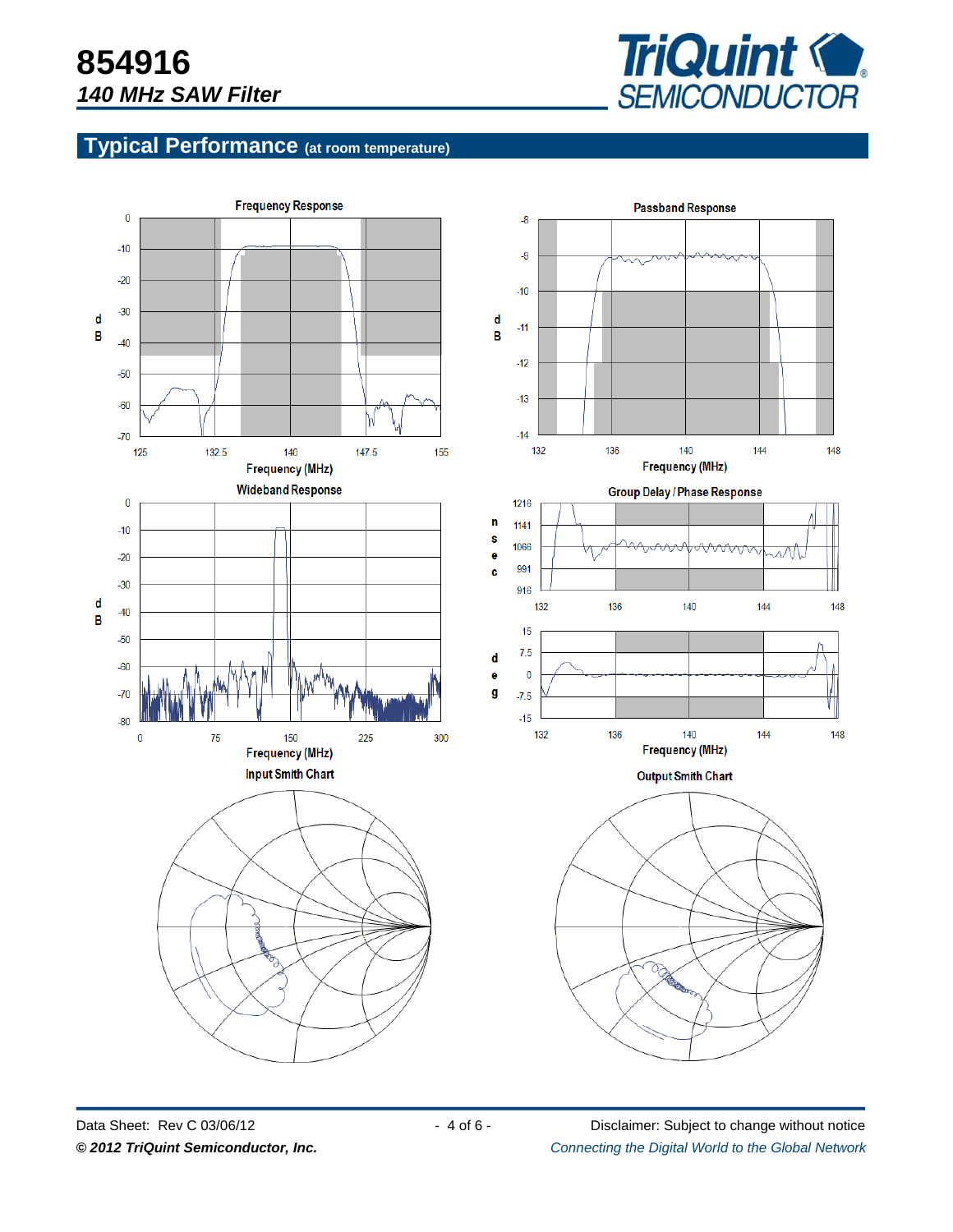## Typical Performance (at room temperature)

Frequency Response

Passband Response

Wideband Response

Group Delay / Phase Response

Input Smith Chart

Output Smith Chart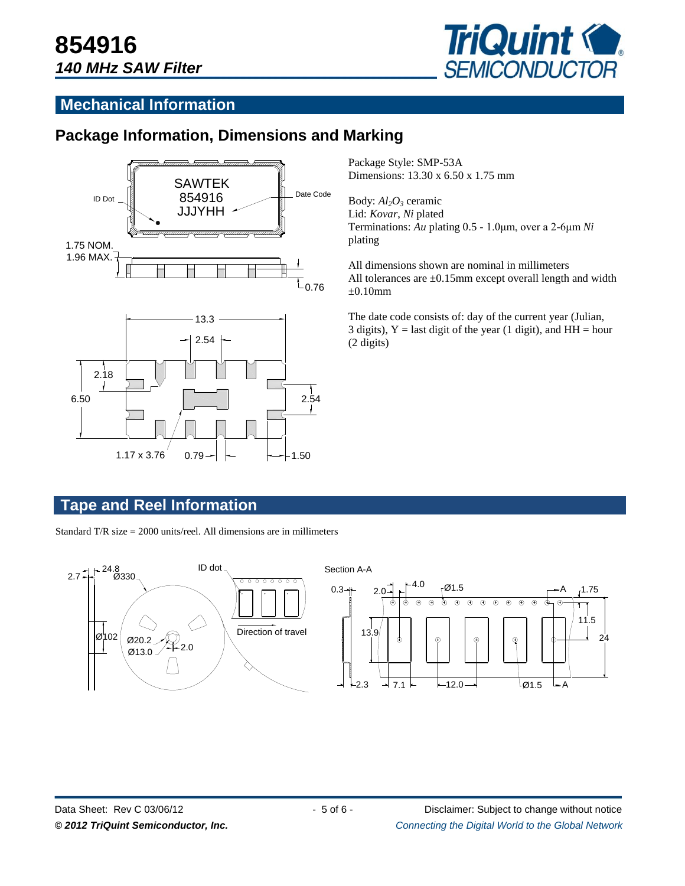# 854916

## *140 MHz SAW Filter*

## Mechanical Information

### Package Information, Dimensions and Marking

Package Style: SMP-53A
Dimensions: 13.30 x 6.50 x 1.75 mm

Body: $Al_2O_3$ ceramic
Lid: *Kovar*, *Ni* plated
Terminations: *Au* plating 0.5 - 1.0µm, over a 2-6µm *Ni* plating

All dimensions shown are nominal in millimeters
All tolerances are ±0.15mm except overall length and width ±0.10mm

The date code consists of: day of the current year (Julian, 3 digits), Y = last digit of the year (1 digit), and HH = hour (2 digits)

## Tape and Reel Information

Standard T/R size = 2000 units/reel. All dimensions are in millimeters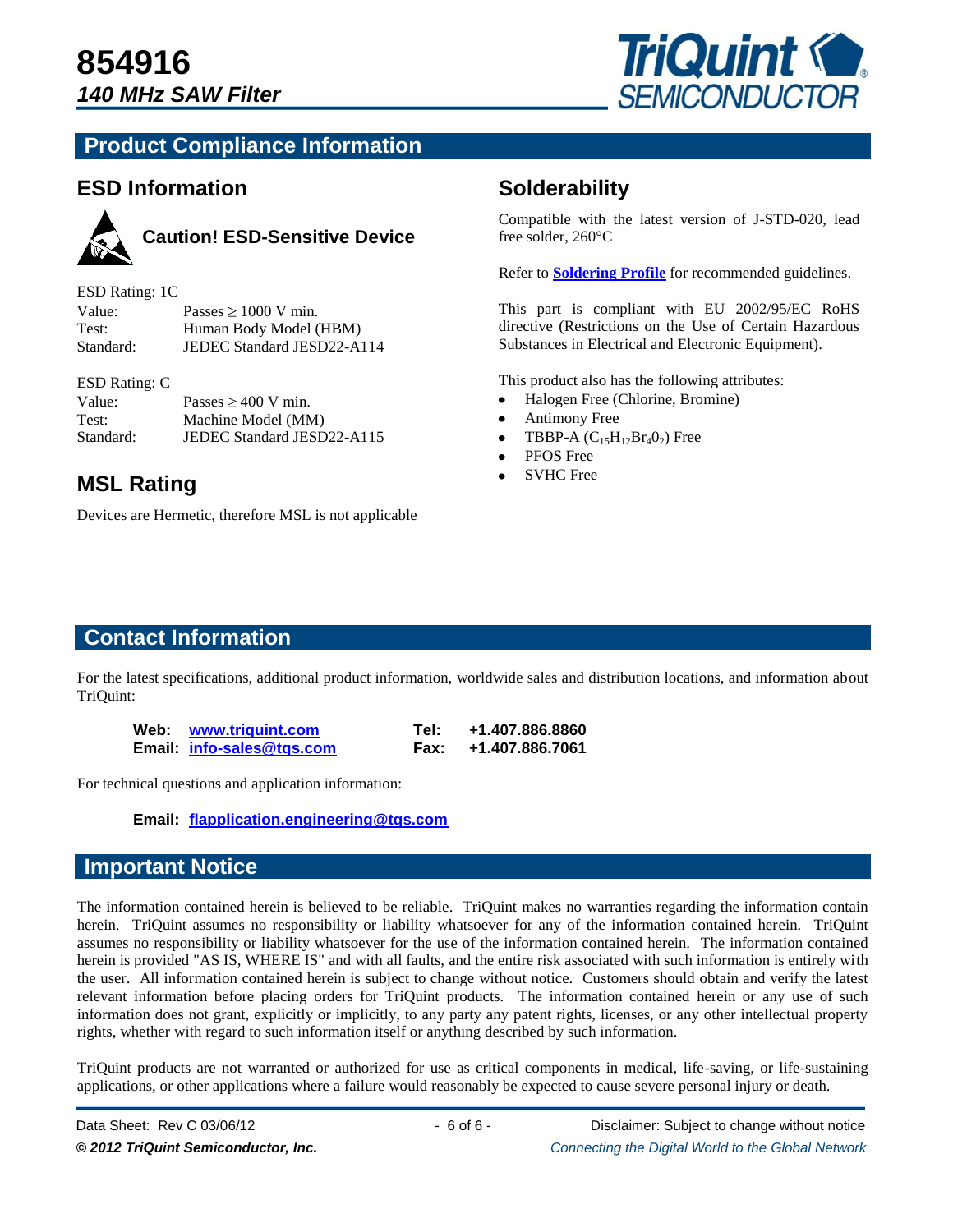# 854916

## *140 MHz SAW Filter*

## Product Compliance Information

### ESD Information

**Caution! ESD-Sensitive Device**

ESD Rating: 1C

| | |
|---|---|
| Value: | Passes ≥ 1000 V min. |
| Test: | Human Body Model (HBM) |
| Standard: | JEDEC Standard JESD22-A114 |

ESD Rating: C

| | |
|---|---|
| Value: | Passes ≥ 400 V min. |
| Test: | Machine Model (MM) |
| Standard: | JEDEC Standard JESD22-A115 |

### MSL Rating

Devices are Hermetic, therefore MSL is not applicable

### Solderability

Compatible with the latest version of J-STD-020, lead free solder, 260°C

Refer to **Soldering Profile** for recommended guidelines.

This part is compliant with EU 2002/95/EC RoHS directive (Restrictions on the Use of Certain Hazardous Substances in Electrical and Electronic Equipment).

This product also has the following attributes:

- Halogen Free (Chlorine, Bromine)
- Antimony Free
- TBBP-A ($C_{15}H_{12}Br_4O_2$) Free
- PFOS Free
- SVHC Free

## Contact Information

For the latest specifications, additional product information, worldwide sales and distribution locations, and information about TriQuint:

| | | | |
|---|---|---|---|
| **Web:** | **www.triquint.com** | **Tel:** | **+1.407.886.8860** |
| **Email:** | **info-sales@tqs.com** | **Fax:** | **+1.407.886.7061** |

For technical questions and application information:

**Email:** **flapplication.engineering@tqs.com**

## Important Notice

The information contained herein is believed to be reliable. TriQuint makes no warranties regarding the information contain herein. TriQuint assumes no responsibility or liability whatsoever for any of the information contained herein. TriQuint assumes no responsibility or liability whatsoever for the use of the information contained herein. The information contained herein is provided "AS IS, WHERE IS" and with all faults, and the entire risk associated with such information is entirely with the user. All information contained herein is subject to change without notice. Customers should obtain and verify the latest relevant information before placing orders for TriQuint products. The information contained herein or any use of such information does not grant, explicitly or implicitly, to any party any patent rights, licenses, or any other intellectual property rights, whether with regard to such information itself or anything described by such information.

TriQuint products are not warranted or authorized for use as critical components in medical, life-saving, or life-sustaining applications, or other applications where a failure would reasonably be expected to cause severe personal injury or death.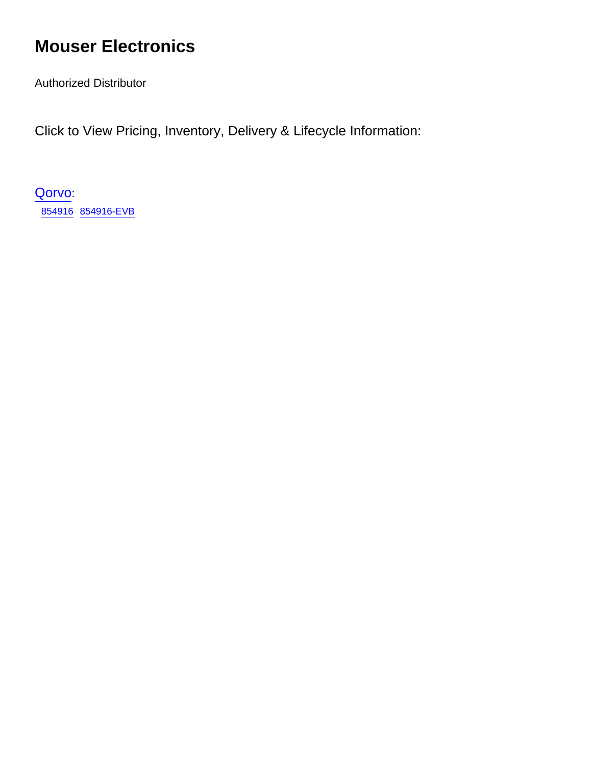# Mouser Electronics

Authorized Distributor

Click to View Pricing, Inventory, Delivery & Lifecycle Information:

Qorvo:

854916 854916-EVB